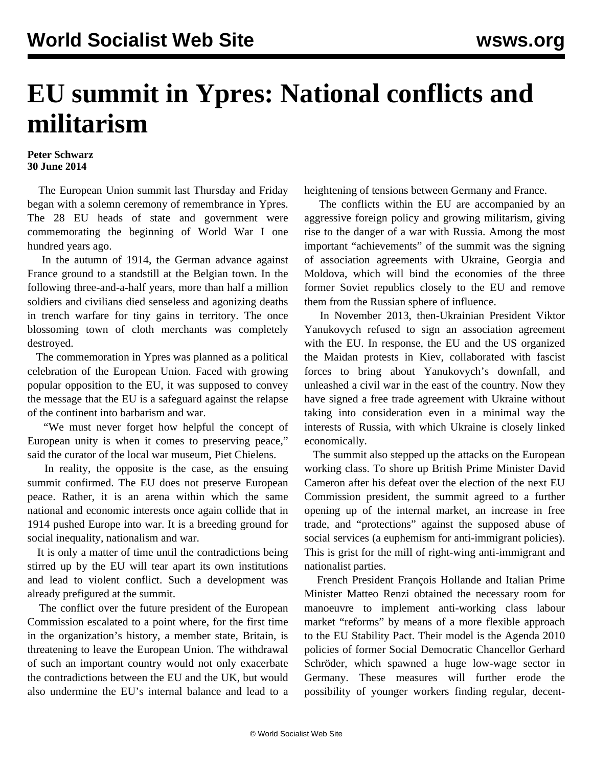# EU summit in Ypres: National conflicts and militarism

**Peter Schwarz**
**30 June 2014**

The European Union summit last Thursday and Friday began with a solemn ceremony of remembrance in Ypres. The 28 EU heads of state and government were commemorating the beginning of World War I one hundred years ago.

In the autumn of 1914, the German advance against France ground to a standstill at the Belgian town. In the following three-and-a-half years, more than half a million soldiers and civilians died senseless and agonizing deaths in trench warfare for tiny gains in territory. The once blossoming town of cloth merchants was completely destroyed.

The commemoration in Ypres was planned as a political celebration of the European Union. Faced with growing popular opposition to the EU, it was supposed to convey the message that the EU is a safeguard against the relapse of the continent into barbarism and war.

"We must never forget how helpful the concept of European unity is when it comes to preserving peace," said the curator of the local war museum, Piet Chielens.

In reality, the opposite is the case, as the ensuing summit confirmed. The EU does not preserve European peace. Rather, it is an arena within which the same national and economic interests once again collide that in 1914 pushed Europe into war. It is a breeding ground for social inequality, nationalism and war.

It is only a matter of time until the contradictions being stirred up by the EU will tear apart its own institutions and lead to violent conflict. Such a development was already prefigured at the summit.

The conflict over the future president of the European Commission escalated to a point where, for the first time in the organization's history, a member state, Britain, is threatening to leave the European Union. The withdrawal of such an important country would not only exacerbate the contradictions between the EU and the UK, but would also undermine the EU's internal balance and lead to a heightening of tensions between Germany and France.

The conflicts within the EU are accompanied by an aggressive foreign policy and growing militarism, giving rise to the danger of a war with Russia. Among the most important "achievements" of the summit was the signing of association agreements with Ukraine, Georgia and Moldova, which will bind the economies of the three former Soviet republics closely to the EU and remove them from the Russian sphere of influence.

In November 2013, then-Ukrainian President Viktor Yanukovych refused to sign an association agreement with the EU. In response, the EU and the US organized the Maidan protests in Kiev, collaborated with fascist forces to bring about Yanukovych's downfall, and unleashed a civil war in the east of the country. Now they have signed a free trade agreement with Ukraine without taking into consideration even in a minimal way the interests of Russia, with which Ukraine is closely linked economically.

The summit also stepped up the attacks on the European working class. To shore up British Prime Minister David Cameron after his defeat over the election of the next EU Commission president, the summit agreed to a further opening up of the internal market, an increase in free trade, and "protections" against the supposed abuse of social services (a euphemism for anti-immigrant policies). This is grist for the mill of right-wing anti-immigrant and nationalist parties.

French President François Hollande and Italian Prime Minister Matteo Renzi obtained the necessary room for manoeuvre to implement anti-working class labour market "reforms" by means of a more flexible approach to the EU Stability Pact. Their model is the Agenda 2010 policies of former Social Democratic Chancellor Gerhard Schröder, which spawned a huge low-wage sector in Germany. These measures will further erode the possibility of younger workers finding regular, decent-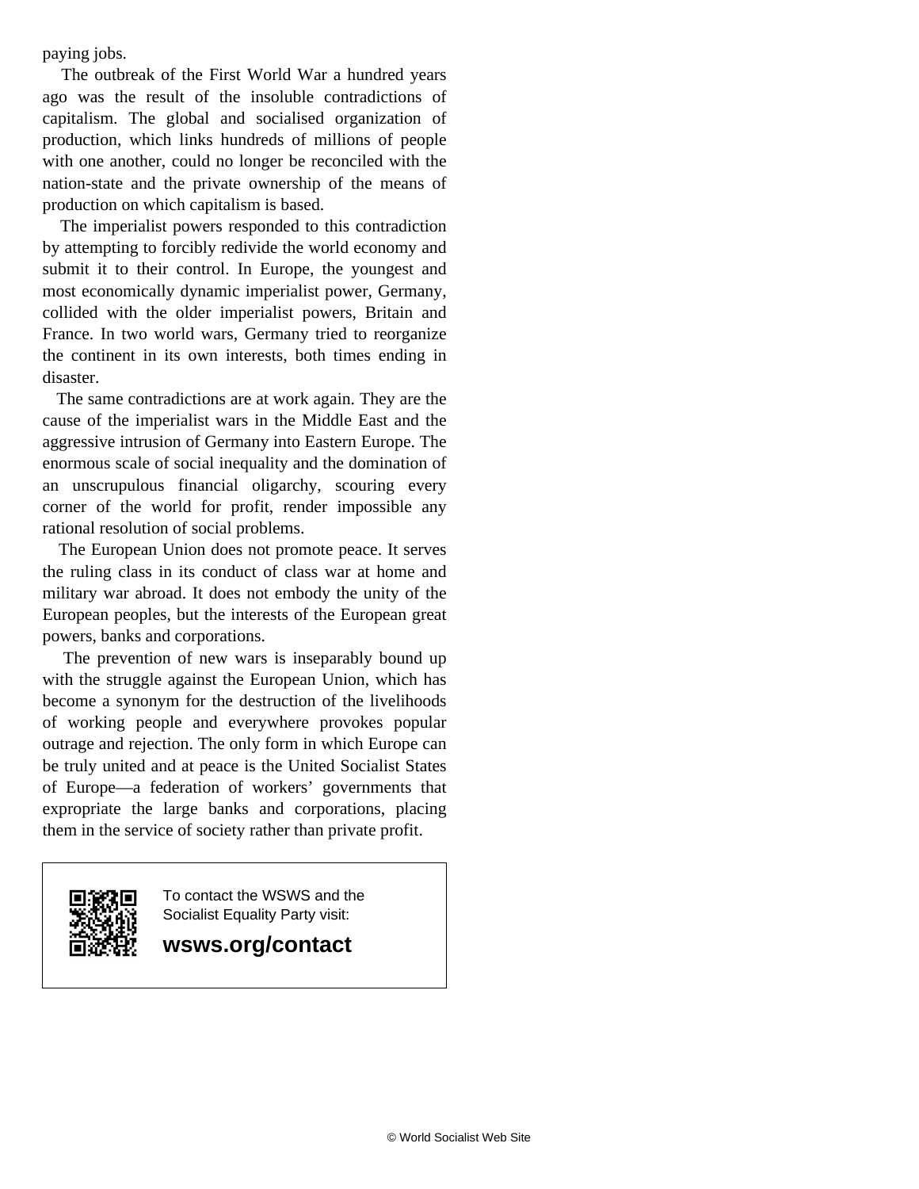paying jobs.

The outbreak of the First World War a hundred years ago was the result of the insoluble contradictions of capitalism. The global and socialised organization of production, which links hundreds of millions of people with one another, could no longer be reconciled with the nation-state and the private ownership of the means of production on which capitalism is based.

The imperialist powers responded to this contradiction by attempting to forcibly redivide the world economy and submit it to their control. In Europe, the youngest and most economically dynamic imperialist power, Germany, collided with the older imperialist powers, Britain and France. In two world wars, Germany tried to reorganize the continent in its own interests, both times ending in disaster.

The same contradictions are at work again. They are the cause of the imperialist wars in the Middle East and the aggressive intrusion of Germany into Eastern Europe. The enormous scale of social inequality and the domination of an unscrupulous financial oligarchy, scouring every corner of the world for profit, render impossible any rational resolution of social problems.

The European Union does not promote peace. It serves the ruling class in its conduct of class war at home and military war abroad. It does not embody the unity of the European peoples, but the interests of the European great powers, banks and corporations.

The prevention of new wars is inseparably bound up with the struggle against the European Union, which has become a synonym for the destruction of the livelihoods of working people and everywhere provokes popular outrage and rejection. The only form in which Europe can be truly united and at peace is the United Socialist States of Europe—a federation of workers' governments that expropriate the large banks and corporations, placing them in the service of society rather than private profit.

To contact the WSWS and the Socialist Equality Party visit:

**wsws.org/contact**